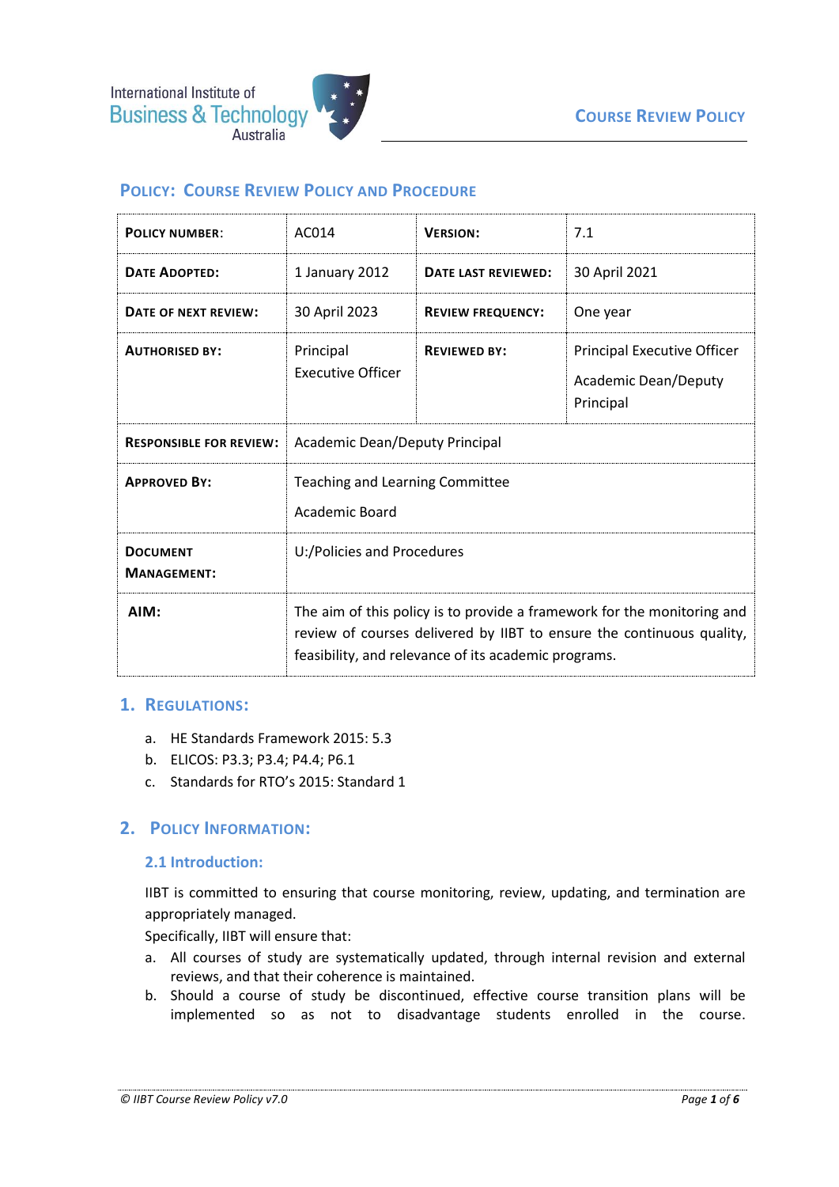# Policy: Course Review Policy and Procedure

| **Policy Number**: | AC014 | **Version:** | 7.1 |
|---|---|---|---|
| **Date Adopted:** | 1 January 2012 | **Date last reviewed:** | 30 April 2021 |
| **Date of next review:** | 30 April 2023 | **Review frequency:** | One year |
| **Authorised by:** | Principal Executive Officer | **Reviewed by:** | Principal Executive Officer<br>Academic Dean/Deputy Principal |
| **Responsible for review:** | Academic Dean/Deputy Principal | | |
| **Approved By:** | Teaching and Learning Committee<br>Academic Board | | |
| **Document Management:** | U:/Policies and Procedures | | |
| **AIM:** | The aim of this policy is to provide a framework for the monitoring and review of courses delivered by IIBT to ensure the continuous quality, feasibility, and relevance of its academic programs. | | |

## 1. Regulations:

a. HE Standards Framework 2015: 5.3
b. ELICOS: P3.3; P3.4; P4.4; P6.1
c. Standards for RTO's 2015: Standard 1

## 2. Policy Information:

### 2.1 Introduction:

IIBT is committed to ensuring that course monitoring, review, updating, and termination are appropriately managed.

Specifically, IIBT will ensure that:

a. All courses of study are systematically updated, through internal revision and external reviews, and that their coherence is maintained.
b. Should a course of study be discontinued, effective course transition plans will be implemented so as not to disadvantage students enrolled in the course.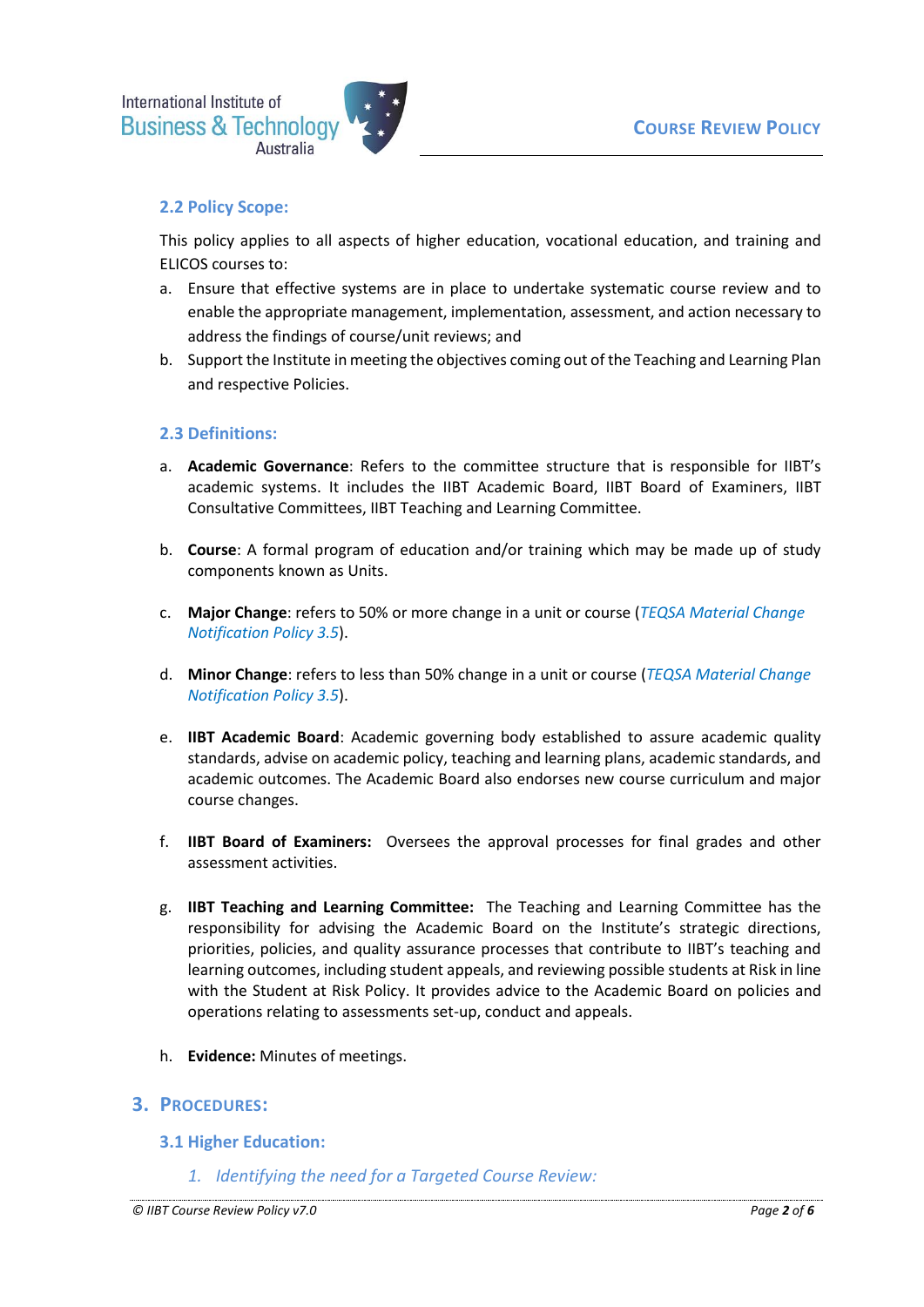### 2.2 Policy Scope:

This policy applies to all aspects of higher education, vocational education, and training and ELICOS courses to:

a. Ensure that effective systems are in place to undertake systematic course review and to enable the appropriate management, implementation, assessment, and action necessary to address the findings of course/unit reviews; and
b. Support the Institute in meeting the objectives coming out of the Teaching and Learning Plan and respective Policies.

### 2.3 Definitions:

a. **Academic Governance**: Refers to the committee structure that is responsible for IIBT's academic systems. It includes the IIBT Academic Board, IIBT Board of Examiners, IIBT Consultative Committees, IIBT Teaching and Learning Committee.

b. **Course**: A formal program of education and/or training which may be made up of study components known as Units.

c. **Major Change**: refers to 50% or more change in a unit or course (*TEQSA Material Change Notification Policy 3.5*).

d. **Minor Change**: refers to less than 50% change in a unit or course (*TEQSA Material Change Notification Policy 3.5*).

e. **IIBT Academic Board**: Academic governing body established to assure academic quality standards, advise on academic policy, teaching and learning plans, academic standards, and academic outcomes. The Academic Board also endorses new course curriculum and major course changes.

f. **IIBT Board of Examiners:** Oversees the approval processes for final grades and other assessment activities.

g. **IIBT Teaching and Learning Committee:** The Teaching and Learning Committee has the responsibility for advising the Academic Board on the Institute's strategic directions, priorities, policies, and quality assurance processes that contribute to IIBT's teaching and learning outcomes, including student appeals, and reviewing possible students at Risk in line with the Student at Risk Policy. It provides advice to the Academic Board on policies and operations relating to assessments set-up, conduct and appeals.

h. **Evidence:** Minutes of meetings.

## 3. Procedures:

### 3.1 Higher Education:

*1. Identifying the need for a Targeted Course Review:*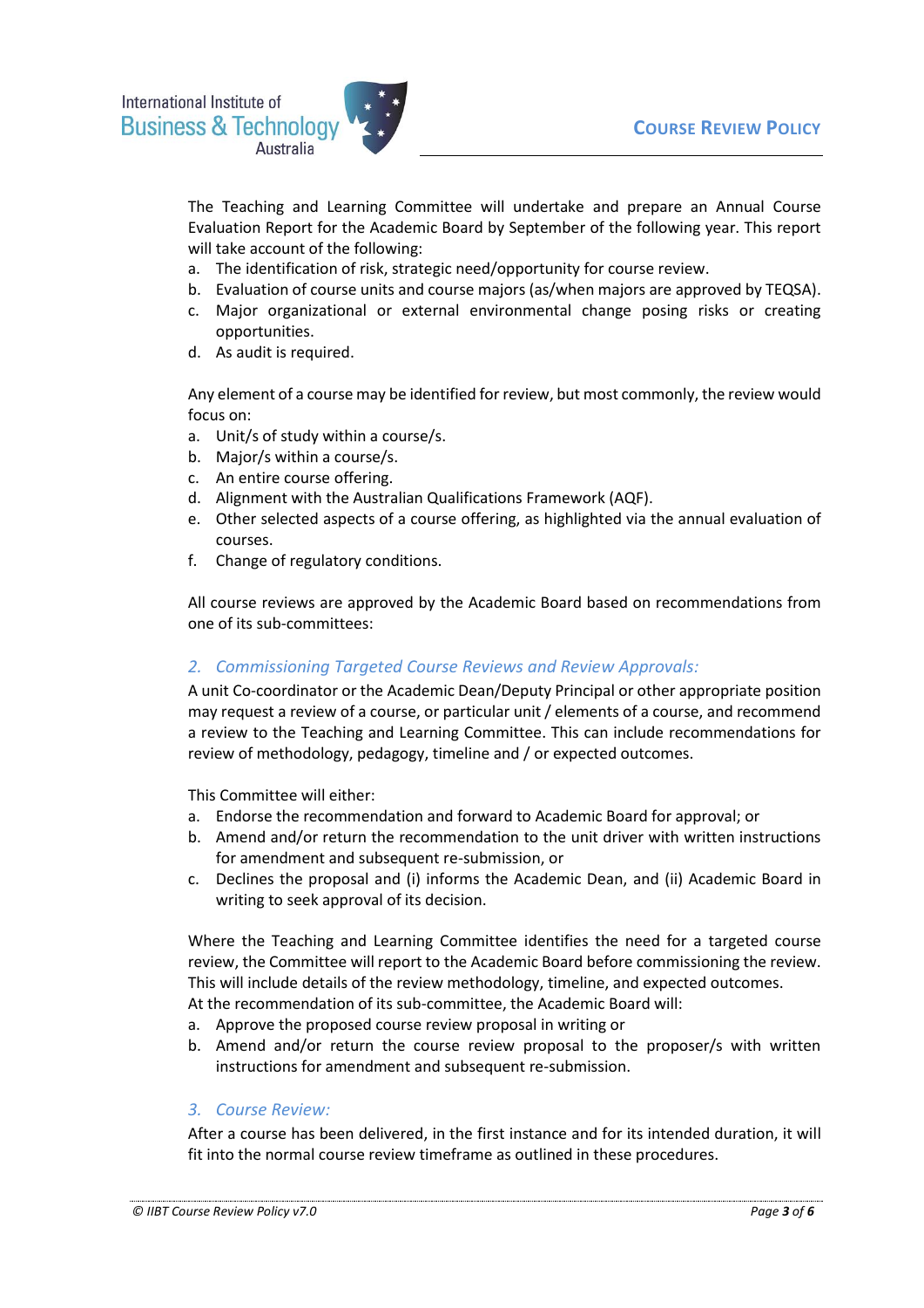The Teaching and Learning Committee will undertake and prepare an Annual Course Evaluation Report for the Academic Board by September of the following year. This report will take account of the following:

a. The identification of risk, strategic need/opportunity for course review.
b. Evaluation of course units and course majors (as/when majors are approved by TEQSA).
c. Major organizational or external environmental change posing risks or creating opportunities.
d. As audit is required.

Any element of a course may be identified for review, but most commonly, the review would focus on:

a. Unit/s of study within a course/s.
b. Major/s within a course/s.
c. An entire course offering.
d. Alignment with the Australian Qualifications Framework (AQF).
e. Other selected aspects of a course offering, as highlighted via the annual evaluation of courses.
f. Change of regulatory conditions.

All course reviews are approved by the Academic Board based on recommendations from one of its sub-committees:

### *2. Commissioning Targeted Course Reviews and Review Approvals:*

A unit Co-coordinator or the Academic Dean/Deputy Principal or other appropriate position may request a review of a course, or particular unit / elements of a course, and recommend a review to the Teaching and Learning Committee. This can include recommendations for review of methodology, pedagogy, timeline and / or expected outcomes.

This Committee will either:

a. Endorse the recommendation and forward to Academic Board for approval; or
b. Amend and/or return the recommendation to the unit driver with written instructions for amendment and subsequent re-submission, or
c. Declines the proposal and (i) informs the Academic Dean, and (ii) Academic Board in writing to seek approval of its decision.

Where the Teaching and Learning Committee identifies the need for a targeted course review, the Committee will report to the Academic Board before commissioning the review. This will include details of the review methodology, timeline, and expected outcomes.
At the recommendation of its sub-committee, the Academic Board will:

a. Approve the proposed course review proposal in writing or
b. Amend and/or return the course review proposal to the proposer/s with written instructions for amendment and subsequent re-submission.

### *3. Course Review:*

After a course has been delivered, in the first instance and for its intended duration, it will fit into the normal course review timeframe as outlined in these procedures.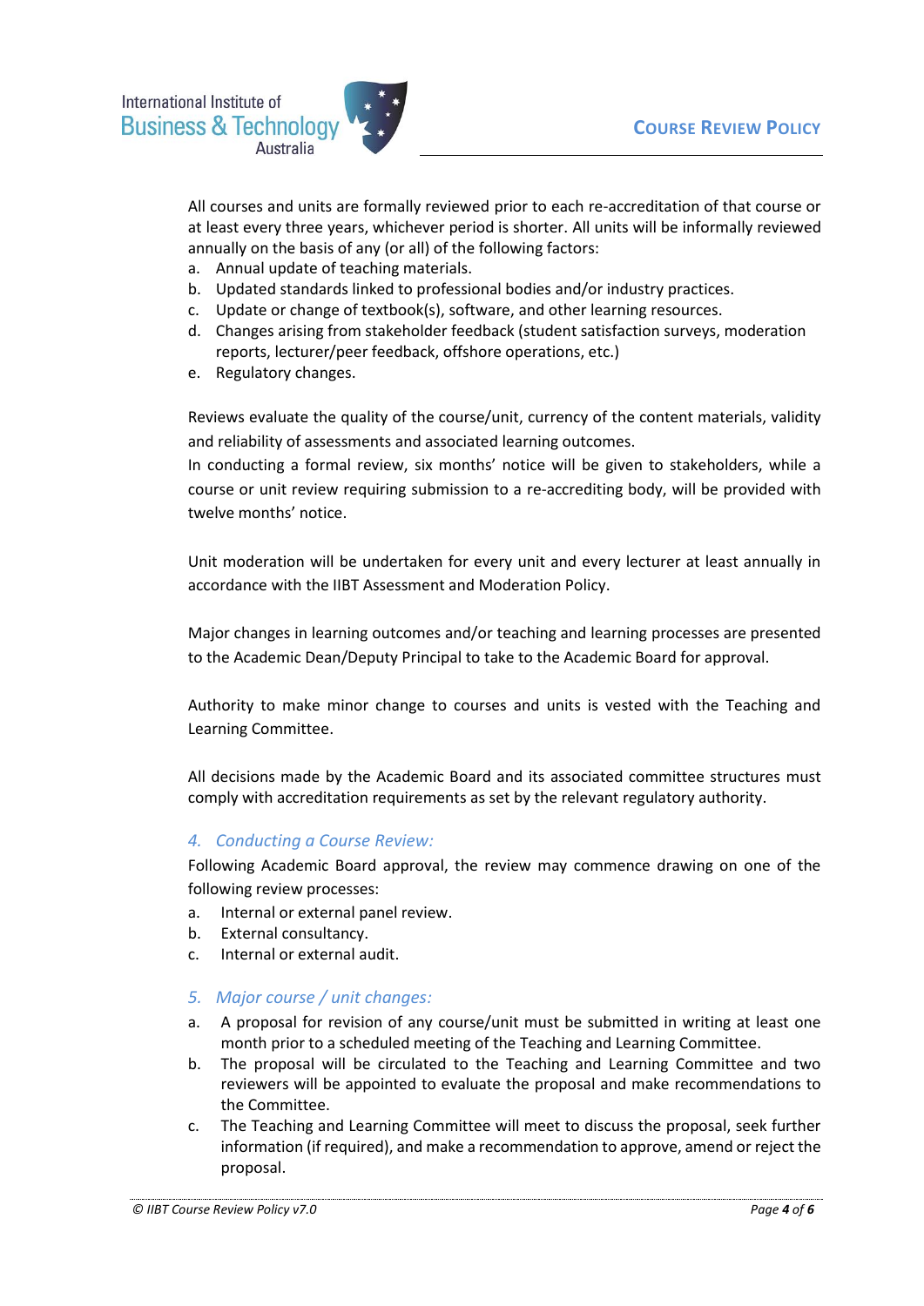All courses and units are formally reviewed prior to each re-accreditation of that course or at least every three years, whichever period is shorter. All units will be informally reviewed annually on the basis of any (or all) of the following factors:

a. Annual update of teaching materials.
b. Updated standards linked to professional bodies and/or industry practices.
c. Update or change of textbook(s), software, and other learning resources.
d. Changes arising from stakeholder feedback (student satisfaction surveys, moderation reports, lecturer/peer feedback, offshore operations, etc.)
e. Regulatory changes.

Reviews evaluate the quality of the course/unit, currency of the content materials, validity and reliability of assessments and associated learning outcomes.
In conducting a formal review, six months' notice will be given to stakeholders, while a course or unit review requiring submission to a re-accrediting body, will be provided with twelve months' notice.

Unit moderation will be undertaken for every unit and every lecturer at least annually in accordance with the IIBT Assessment and Moderation Policy.

Major changes in learning outcomes and/or teaching and learning processes are presented to the Academic Dean/Deputy Principal to take to the Academic Board for approval.

Authority to make minor change to courses and units is vested with the Teaching and Learning Committee.

All decisions made by the Academic Board and its associated committee structures must comply with accreditation requirements as set by the relevant regulatory authority.

### *4. Conducting a Course Review:*

Following Academic Board approval, the review may commence drawing on one of the following review processes:

a. Internal or external panel review.
b. External consultancy.
c. Internal or external audit.

### *5. Major course / unit changes:*

a. A proposal for revision of any course/unit must be submitted in writing at least one month prior to a scheduled meeting of the Teaching and Learning Committee.
b. The proposal will be circulated to the Teaching and Learning Committee and two reviewers will be appointed to evaluate the proposal and make recommendations to the Committee.
c. The Teaching and Learning Committee will meet to discuss the proposal, seek further information (if required), and make a recommendation to approve, amend or reject the proposal.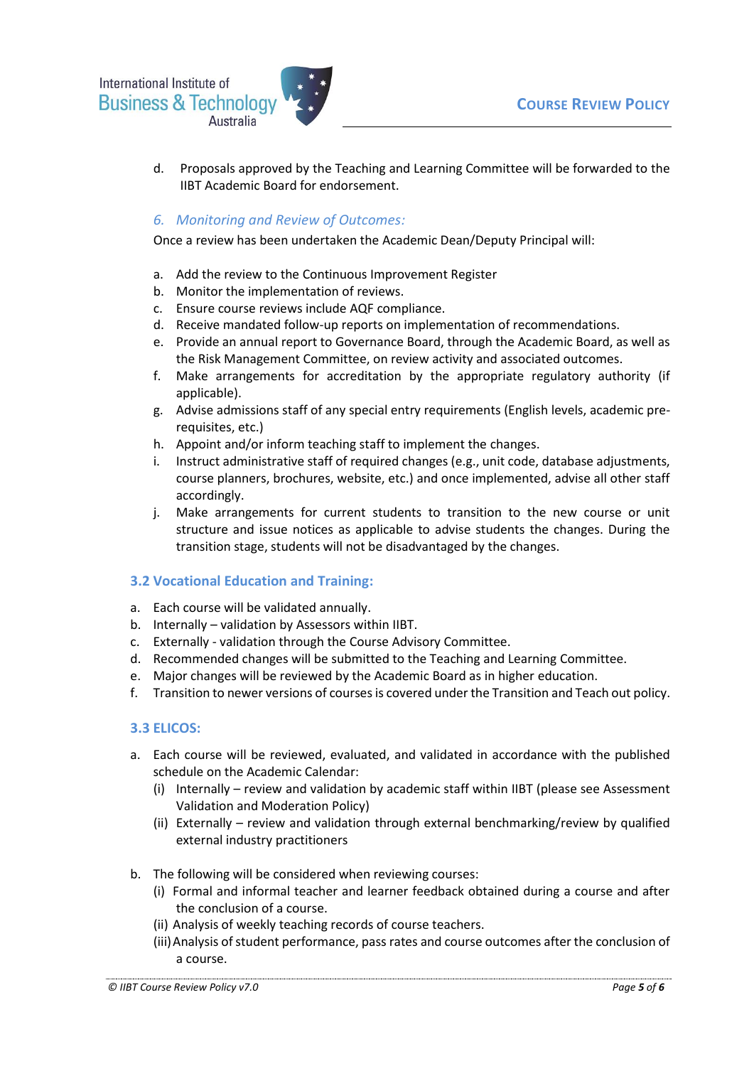d. Proposals approved by the Teaching and Learning Committee will be forwarded to the IIBT Academic Board for endorsement.

#### *6. Monitoring and Review of Outcomes:*

Once a review has been undertaken the Academic Dean/Deputy Principal will:

a. Add the review to the Continuous Improvement Register
b. Monitor the implementation of reviews.
c. Ensure course reviews include AQF compliance.
d. Receive mandated follow-up reports on implementation of recommendations.
e. Provide an annual report to Governance Board, through the Academic Board, as well as the Risk Management Committee, on review activity and associated outcomes.
f. Make arrangements for accreditation by the appropriate regulatory authority (if applicable).
g. Advise admissions staff of any special entry requirements (English levels, academic pre-requisites, etc.)
h. Appoint and/or inform teaching staff to implement the changes.
i. Instruct administrative staff of required changes (e.g., unit code, database adjustments, course planners, brochures, website, etc.) and once implemented, advise all other staff accordingly.
j. Make arrangements for current students to transition to the new course or unit structure and issue notices as applicable to advise students the changes. During the transition stage, students will not be disadvantaged by the changes.

### 3.2 Vocational Education and Training:

a. Each course will be validated annually.
b. Internally – validation by Assessors within IIBT.
c. Externally - validation through the Course Advisory Committee.
d. Recommended changes will be submitted to the Teaching and Learning Committee.
e. Major changes will be reviewed by the Academic Board as in higher education.
f. Transition to newer versions of courses is covered under the Transition and Teach out policy.

### 3.3 ELICOS:

a. Each course will be reviewed, evaluated, and validated in accordance with the published schedule on the Academic Calendar:
   (i) Internally – review and validation by academic staff within IIBT (please see Assessment Validation and Moderation Policy)
   (ii) Externally – review and validation through external benchmarking/review by qualified external industry practitioners

b. The following will be considered when reviewing courses:
   (i) Formal and informal teacher and learner feedback obtained during a course and after the conclusion of a course.
   (ii) Analysis of weekly teaching records of course teachers.
   (iii) Analysis of student performance, pass rates and course outcomes after the conclusion of a course.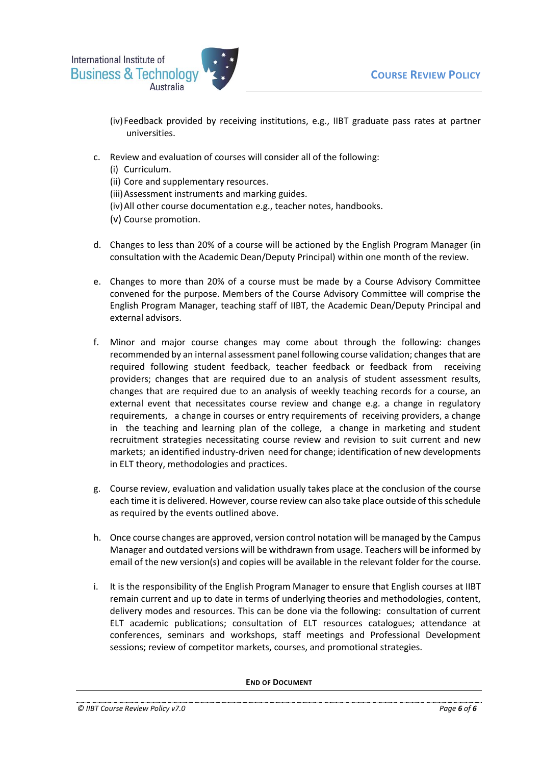(iv) Feedback provided by receiving institutions, e.g., IIBT graduate pass rates at partner universities.

c. Review and evaluation of courses will consider all of the following:
   (i) Curriculum.
   (ii) Core and supplementary resources.
   (iii) Assessment instruments and marking guides.
   (iv) All other course documentation e.g., teacher notes, handbooks.
   (v) Course promotion.

d. Changes to less than 20% of a course will be actioned by the English Program Manager (in consultation with the Academic Dean/Deputy Principal) within one month of the review.

e. Changes to more than 20% of a course must be made by a Course Advisory Committee convened for the purpose. Members of the Course Advisory Committee will comprise the English Program Manager, teaching staff of IIBT, the Academic Dean/Deputy Principal and external advisors.

f. Minor and major course changes may come about through the following: changes recommended by an internal assessment panel following course validation; changes that are required following student feedback, teacher feedback or feedback from receiving providers; changes that are required due to an analysis of student assessment results, changes that are required due to an analysis of weekly teaching records for a course, an external event that necessitates course review and change e.g. a change in regulatory requirements, a change in courses or entry requirements of receiving providers, a change in the teaching and learning plan of the college, a change in marketing and student recruitment strategies necessitating course review and revision to suit current and new markets; an identified industry-driven need for change; identification of new developments in ELT theory, methodologies and practices.

g. Course review, evaluation and validation usually takes place at the conclusion of the course each time it is delivered. However, course review can also take place outside of this schedule as required by the events outlined above.

h. Once course changes are approved, version control notation will be managed by the Campus Manager and outdated versions will be withdrawn from usage. Teachers will be informed by email of the new version(s) and copies will be available in the relevant folder for the course.

i. It is the responsibility of the English Program Manager to ensure that English courses at IIBT remain current and up to date in terms of underlying theories and methodologies, content, delivery modes and resources. This can be done via the following: consultation of current ELT academic publications; consultation of ELT resources catalogues; attendance at conferences, seminars and workshops, staff meetings and Professional Development sessions; review of competitor markets, courses, and promotional strategies.

**END OF DOCUMENT**